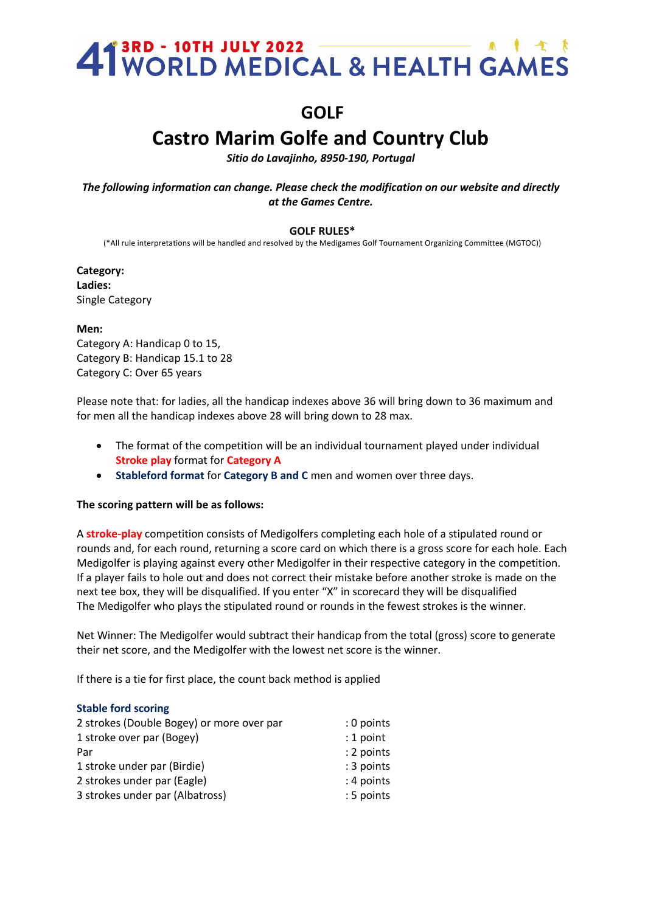# 41 WORLD MEDICAL & HEALTH GAMES

**3RD - 10TH JULY 2022**

## GOLF

## Castro Marim Golfe and Country Club

*Sitio do Lavajinho, 8950-190, Portugal*

***The following information can change. Please check the modification on our website and directly at the Games Centre.***

### GOLF RULES*

(*All rule interpretations will be handled and resolved by the Medigames Golf Tournament Organizing Committee (MGTOC))

**Category:**

**Ladies:**

Single Category

**Men:**

Category A: Handicap 0 to 15,

Category B: Handicap 15.1 to 28

Category C: Over 65 years

Please note that: for ladies, all the handicap indexes above 36 will bring down to 36 maximum and for men all the handicap indexes above 28 will bring down to 28 max.

- The format of the competition will be an individual tournament played under individual **Stroke play** format for **Category A**
- **Stableford format** for **Category B and C** men and women over three days.

**The scoring pattern will be as follows:**

A **stroke-play** competition consists of Medigolfers completing each hole of a stipulated round or rounds and, for each round, returning a score card on which there is a gross score for each hole. Each Medigolfer is playing against every other Medigolfer in their respective category in the competition. If a player fails to hole out and does not correct their mistake before another stroke is made on the next tee box, they will be disqualified. If you enter "X" in scorecard they will be disqualified

The Medigolfer who plays the stipulated round or rounds in the fewest strokes is the winner.

Net Winner: The Medigolfer would subtract their handicap from the total (gross) score to generate their net score, and the Medigolfer with the lowest net score is the winner.

If there is a tie for first place, the count back method is applied

**Stable ford scoring**

| | |
|---|---|
| 2 strokes (Double Bogey) or more over par | : 0 points |
| 1 stroke over par (Bogey) | : 1 point |
| Par | : 2 points |
| 1 stroke under par (Birdie) | : 3 points |
| 2 strokes under par (Eagle) | : 4 points |
| 3 strokes under par (Albatross) | : 5 points |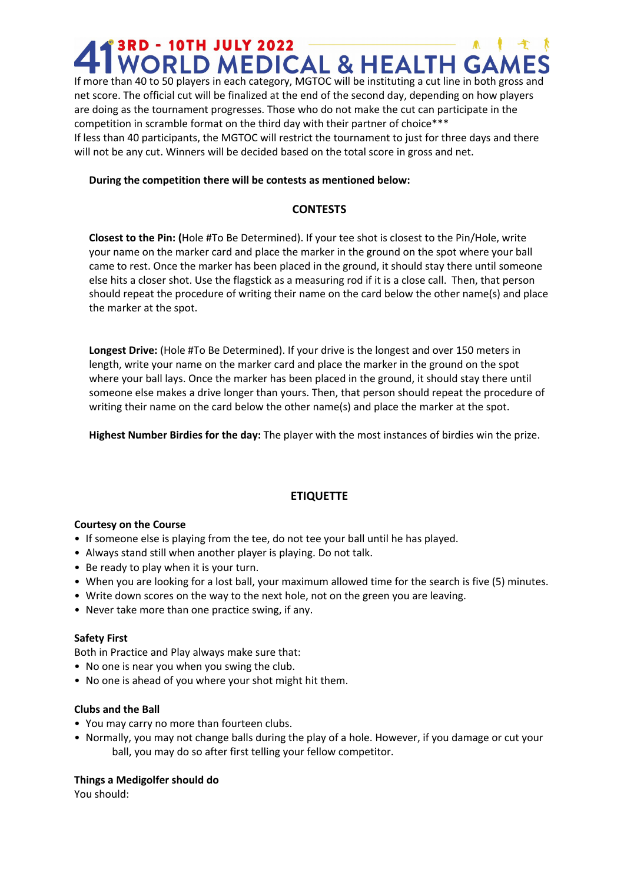If more than 40 to 50 players in each category, MGTOC will be instituting a cut line in both gross and net score. The official cut will be finalized at the end of the second day, depending on how players are doing as the tournament progresses. Those who do not make the cut can participate in the competition in scramble format on the third day with their partner of choice***

If less than 40 participants, the MGTOC will restrict the tournament to just for three days and there will not be any cut. Winners will be decided based on the total score in gross and net.

**During the competition there will be contests as mentioned below:**

## CONTESTS

**Closest to the Pin: (**Hole #To Be Determined). If your tee shot is closest to the Pin/Hole, write your name on the marker card and place the marker in the ground on the spot where your ball came to rest. Once the marker has been placed in the ground, it should stay there until someone else hits a closer shot. Use the flagstick as a measuring rod if it is a close call. Then, that person should repeat the procedure of writing their name on the card below the other name(s) and place the marker at the spot.

**Longest Drive:** (Hole #To Be Determined). If your drive is the longest and over 150 meters in length, write your name on the marker card and place the marker in the ground on the spot where your ball lays. Once the marker has been placed in the ground, it should stay there until someone else makes a drive longer than yours. Then, that person should repeat the procedure of writing their name on the card below the other name(s) and place the marker at the spot.

**Highest Number Birdies for the day:** The player with the most instances of birdies win the prize.

## ETIQUETTE

### Courtesy on the Course

- If someone else is playing from the tee, do not tee your ball until he has played.
- Always stand still when another player is playing. Do not talk.
- Be ready to play when it is your turn.
- When you are looking for a lost ball, your maximum allowed time for the search is five (5) minutes.
- Write down scores on the way to the next hole, not on the green you are leaving.
- Never take more than one practice swing, if any.

### Safety First

Both in Practice and Play always make sure that:

- No one is near you when you swing the club.
- No one is ahead of you where your shot might hit them.

### Clubs and the Ball

- You may carry no more than fourteen clubs.
- Normally, you may not change balls during the play of a hole. However, if you damage or cut your ball, you may do so after first telling your fellow competitor.

### Things a Medigolfer should do

You should: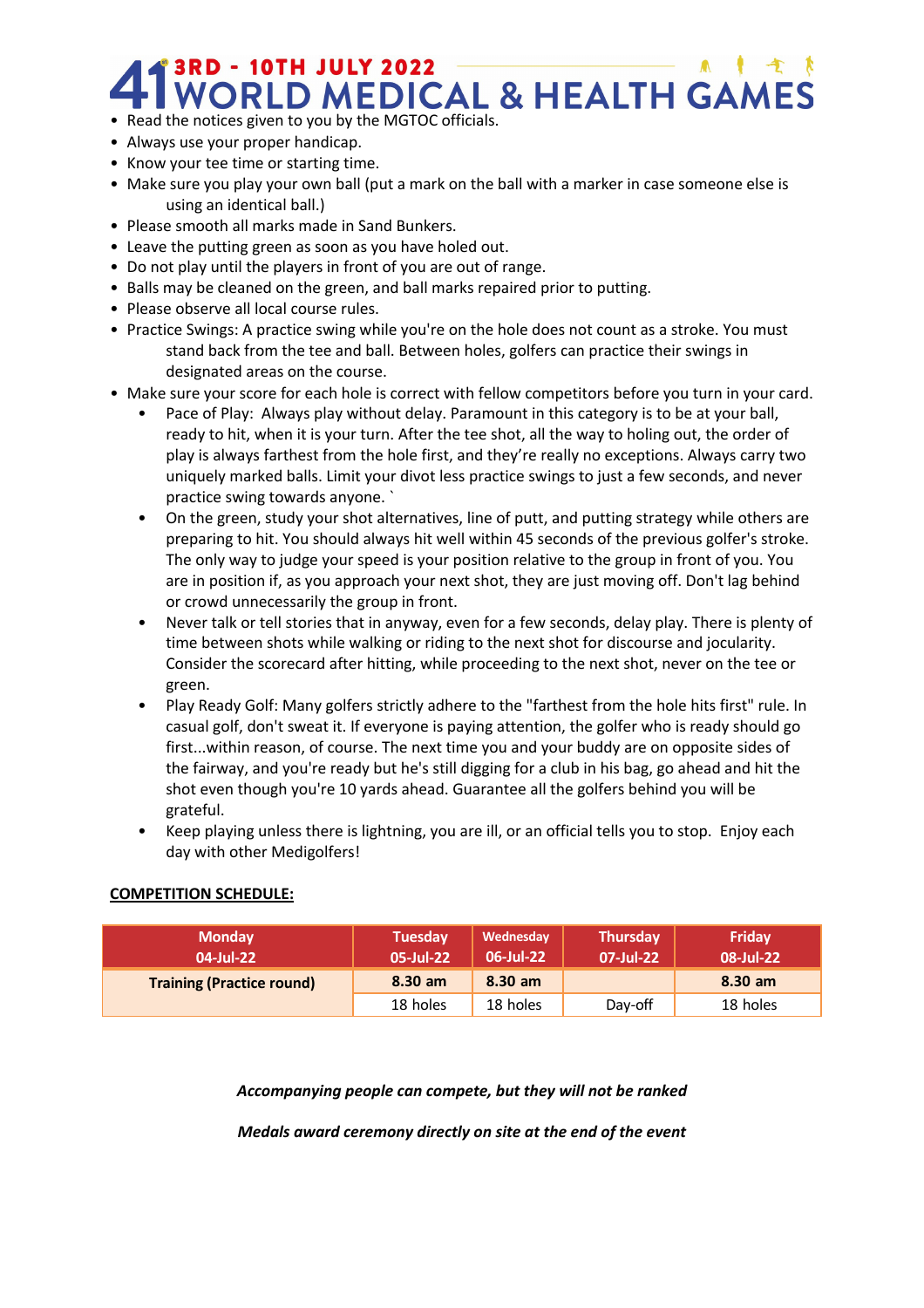- Read the notices given to you by the MGTOC officials.
- Always use your proper handicap.
- Know your tee time or starting time.
- Make sure you play your own ball (put a mark on the ball with a marker in case someone else is using an identical ball.)
- Please smooth all marks made in Sand Bunkers.
- Leave the putting green as soon as you have holed out.
- Do not play until the players in front of you are out of range.
- Balls may be cleaned on the green, and ball marks repaired prior to putting.
- Please observe all local course rules.
- Practice Swings: A practice swing while you're on the hole does not count as a stroke. You must stand back from the tee and ball. Between holes, golfers can practice their swings in designated areas on the course.
- Make sure your score for each hole is correct with fellow competitors before you turn in your card.
    - Pace of Play: Always play without delay. Paramount in this category is to be at your ball, ready to hit, when it is your turn. After the tee shot, all the way to holing out, the order of play is always farthest from the hole first, and they're really no exceptions. Always carry two uniquely marked balls. Limit your divot less practice swings to just a few seconds, and never practice swing towards anyone. `
    - On the green, study your shot alternatives, line of putt, and putting strategy while others are preparing to hit. You should always hit well within 45 seconds of the previous golfer's stroke. The only way to judge your speed is your position relative to the group in front of you. You are in position if, as you approach your next shot, they are just moving off. Don't lag behind or crowd unnecessarily the group in front.
    - Never talk or tell stories that in anyway, even for a few seconds, delay play. There is plenty of time between shots while walking or riding to the next shot for discourse and jocularity. Consider the scorecard after hitting, while proceeding to the next shot, never on the tee or green.
    - Play Ready Golf: Many golfers strictly adhere to the "farthest from the hole hits first" rule. In casual golf, don't sweat it. If everyone is paying attention, the golfer who is ready should go first...within reason, of course. The next time you and your buddy are on opposite sides of the fairway, and you're ready but he's still digging for a club in his bag, go ahead and hit the shot even though you're 10 yards ahead. Guarantee all the golfers behind you will be grateful.
    - Keep playing unless there is lightning, you are ill, or an official tells you to stop. Enjoy each day with other Medigolfers!

**COMPETITION SCHEDULE:**

| Monday 04-Jul-22 | Tuesday 05-Jul-22 | Wednesday 06-Jul-22 | Thursday 07-Jul-22 | Friday 08-Jul-22 |
|---|---|---|---|---|
| **Training (Practice round)** | **8.30 am** | **8.30 am** | | **8.30 am** |
| | 18 holes | 18 holes | Day-off | 18 holes |

***Accompanying people can compete, but they will not be ranked***

***Medals award ceremony directly on site at the end of the event***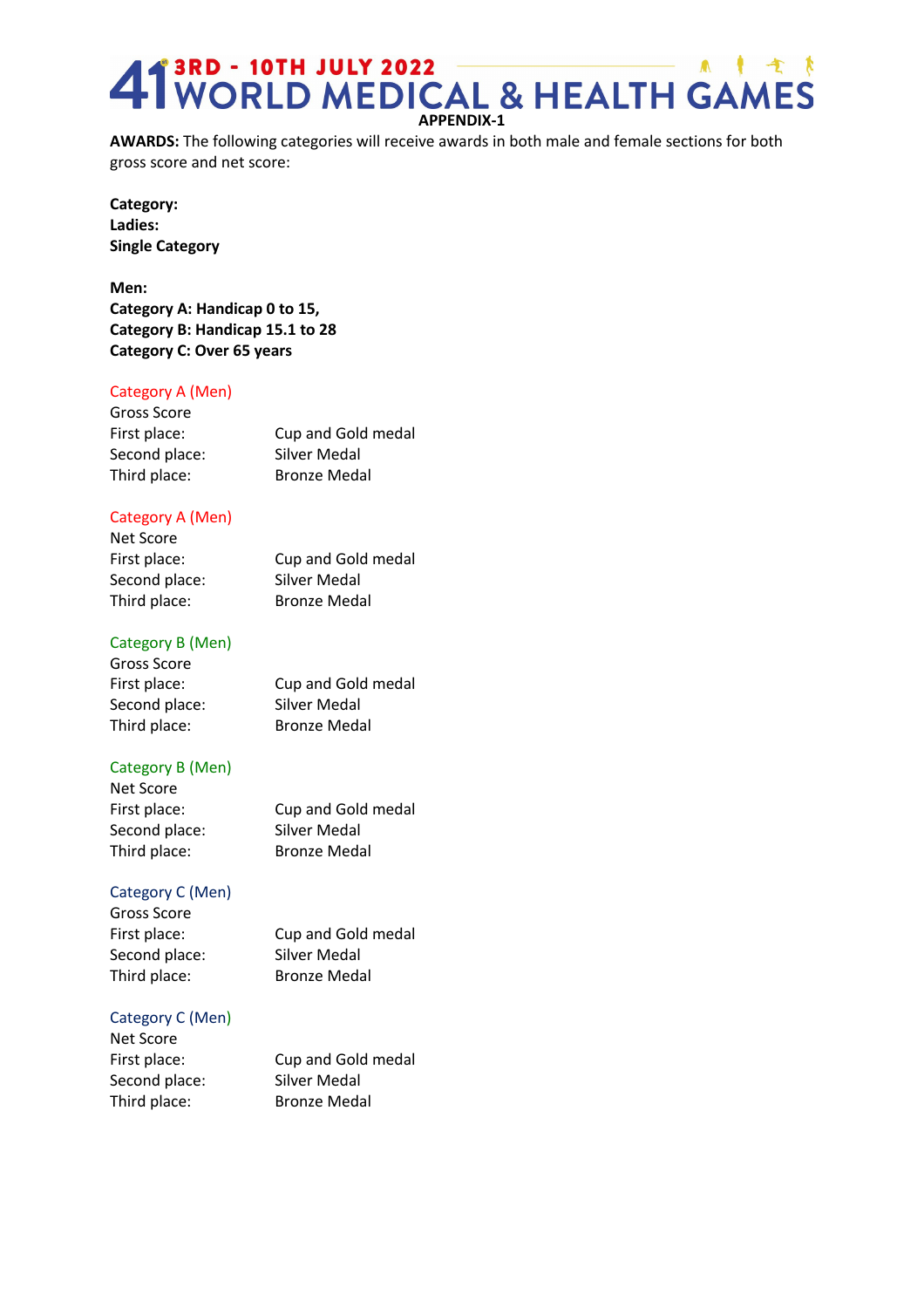**APPENDIX-1**

**AWARDS:** The following categories will receive awards in both male and female sections for both gross score and net score:

**Category:**
**Ladies:**
**Single Category**

**Men:**
**Category A: Handicap 0 to 15,**
**Category B: Handicap 15.1 to 28**
**Category C: Over 65 years**

Category A (Men)
Gross Score

| | |
|---|---|
| First place: | Cup and Gold medal |
| Second place: | Silver Medal |
| Third place: | Bronze Medal |

Category A (Men)
Net Score

| | |
|---|---|
| First place: | Cup and Gold medal |
| Second place: | Silver Medal |
| Third place: | Bronze Medal |

Category B (Men)
Gross Score

| | |
|---|---|
| First place: | Cup and Gold medal |
| Second place: | Silver Medal |
| Third place: | Bronze Medal |

Category B (Men)
Net Score

| | |
|---|---|
| First place: | Cup and Gold medal |
| Second place: | Silver Medal |
| Third place: | Bronze Medal |

Category C (Men)
Gross Score

| | |
|---|---|
| First place: | Cup and Gold medal |
| Second place: | Silver Medal |
| Third place: | Bronze Medal |

Category C (Men)
Net Score

| | |
|---|---|
| First place: | Cup and Gold medal |
| Second place: | Silver Medal |
| Third place: | Bronze Medal |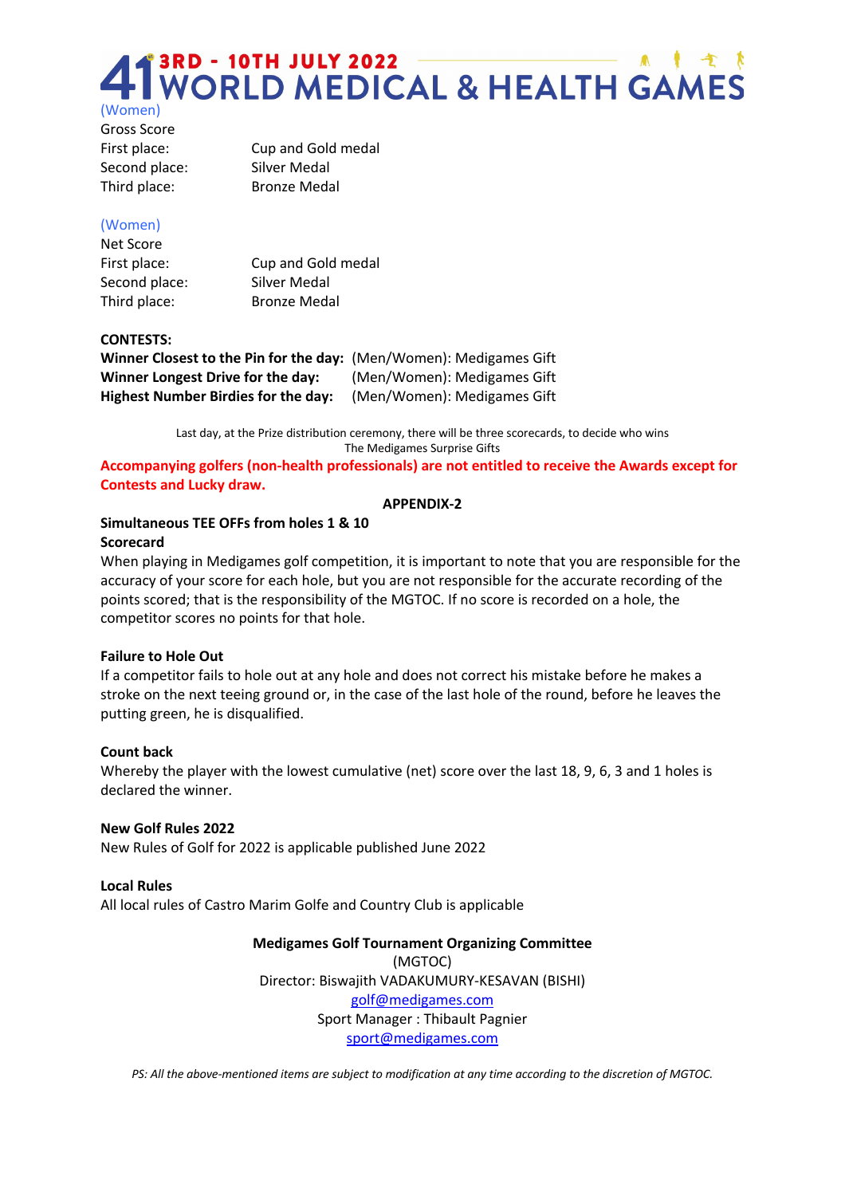(Women)

Gross Score

| | |
|---|---|
| First place: | Cup and Gold medal |
| Second place: | Silver Medal |
| Third place: | Bronze Medal |

(Women)

Net Score

| | |
|---|---|
| First place: | Cup and Gold medal |
| Second place: | Silver Medal |
| Third place: | Bronze Medal |

**CONTESTS:**

| | |
|---|---|
| **Winner Closest to the Pin for the day:** | (Men/Women): Medigames Gift |
| **Winner Longest Drive for the day:** | (Men/Women): Medigames Gift |
| **Highest Number Birdies for the day:** | (Men/Women): Medigames Gift |

Last day, at the Prize distribution ceremony, there will be three scorecards, to decide who wins The Medigames Surprise Gifts

**Accompanying golfers (non-health professionals) are not entitled to receive the Awards except for Contests and Lucky draw.**

**APPENDIX-2**

**Simultaneous TEE OFFs from holes 1 & 10**

**Scorecard**

When playing in Medigames golf competition, it is important to note that you are responsible for the accuracy of your score for each hole, but you are not responsible for the accurate recording of the points scored; that is the responsibility of the MGTOC. If no score is recorded on a hole, the competitor scores no points for that hole.

**Failure to Hole Out**

If a competitor fails to hole out at any hole and does not correct his mistake before he makes a stroke on the next teeing ground or, in the case of the last hole of the round, before he leaves the putting green, he is disqualified.

**Count back**

Whereby the player with the lowest cumulative (net) score over the last 18, 9, 6, 3 and 1 holes is declared the winner.

**New Golf Rules 2022**

New Rules of Golf for 2022 is applicable published June 2022

**Local Rules**

All local rules of Castro Marim Golfe and Country Club is applicable

**Medigames Golf Tournament Organizing Committee**

(MGTOC)

Director: Biswajith VADAKUMURY-KESAVAN (BISHI)

golf@medigames.com

Sport Manager : Thibault Pagnier

sport@medigames.com

*PS: All the above-mentioned items are subject to modification at any time according to the discretion of MGTOC.*